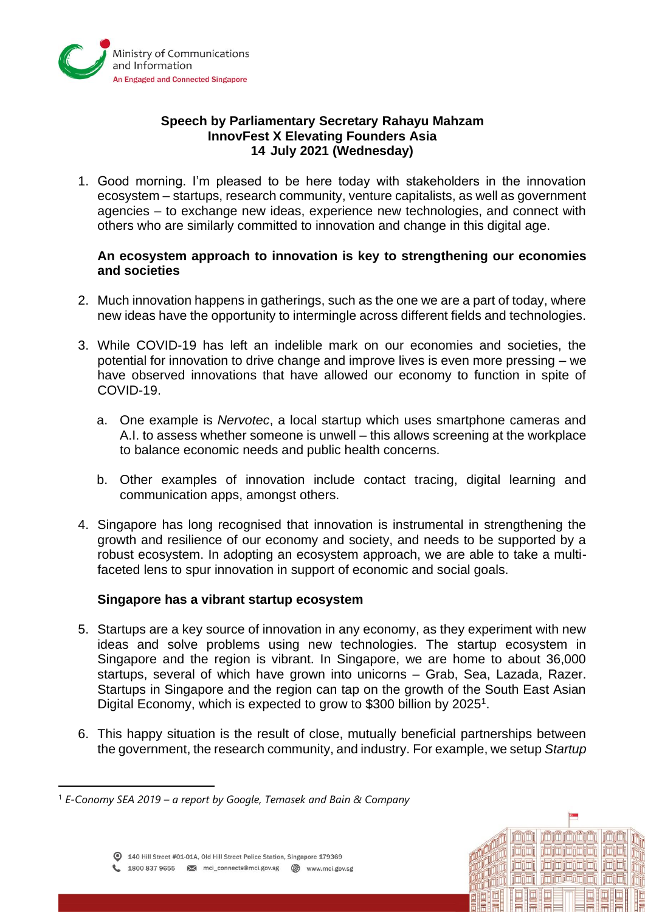**Speech by Parliamentary Secretary Rahayu Mahzam**
**InnovFest X Elevating Founders Asia**
**14 July 2021 (Wednesday)**

1. Good morning. I'm pleased to be here today with stakeholders in the innovation ecosystem – startups, research community, venture capitalists, as well as government agencies – to exchange new ideas, experience new technologies, and connect with others who are similarly committed to innovation and change in this digital age.

**An ecosystem approach to innovation is key to strengthening our economies and societies**

2. Much innovation happens in gatherings, such as the one we are a part of today, where new ideas have the opportunity to intermingle across different fields and technologies.

3. While COVID-19 has left an indelible mark on our economies and societies, the potential for innovation to drive change and improve lives is even more pressing – we have observed innovations that have allowed our economy to function in spite of COVID-19.

    a. One example is *Nervotec*, a local startup which uses smartphone cameras and A.I. to assess whether someone is unwell – this allows screening at the workplace to balance economic needs and public health concerns.

    b. Other examples of innovation include contact tracing, digital learning and communication apps, amongst others.

4. Singapore has long recognised that innovation is instrumental in strengthening the growth and resilience of our economy and society, and needs to be supported by a robust ecosystem. In adopting an ecosystem approach, we are able to take a multi-faceted lens to spur innovation in support of economic and social goals.

**Singapore has a vibrant startup ecosystem**

5. Startups are a key source of innovation in any economy, as they experiment with new ideas and solve problems using new technologies. The startup ecosystem in Singapore and the region is vibrant. In Singapore, we are home to about 36,000 startups, several of which have grown into unicorns – Grab, Sea, Lazada, Razer. Startups in Singapore and the region can tap on the growth of the South East Asian Digital Economy, which is expected to grow to \$300 billion by 2025[1].

6. This happy situation is the result of close, mutually beneficial partnerships between the government, the research community, and industry. For example, we setup *Startup*

[1] *E-Conomy SEA 2019 – a report by Google, Temasek and Bain & Company*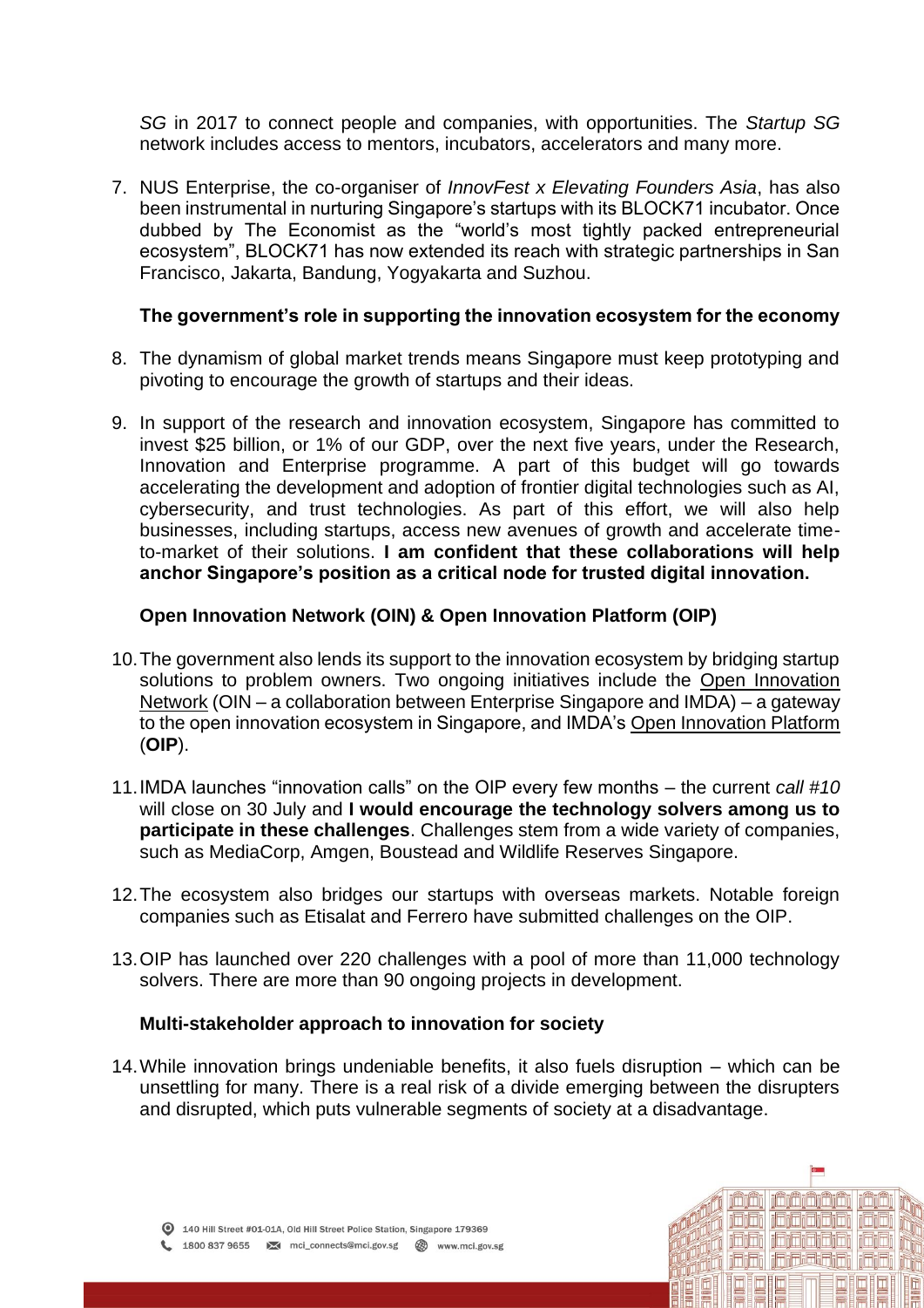*SG* in 2017 to connect people and companies, with opportunities. The *Startup SG* network includes access to mentors, incubators, accelerators and many more.

7. NUS Enterprise, the co-organiser of *InnovFest x Elevating Founders Asia*, has also been instrumental in nurturing Singapore's startups with its BLOCK71 incubator. Once dubbed by The Economist as the "world's most tightly packed entrepreneurial ecosystem", BLOCK71 has now extended its reach with strategic partnerships in San Francisco, Jakarta, Bandung, Yogyakarta and Suzhou.

**The government's role in supporting the innovation ecosystem for the economy**

8. The dynamism of global market trends means Singapore must keep prototyping and pivoting to encourage the growth of startups and their ideas.

9. In support of the research and innovation ecosystem, Singapore has committed to invest $25 billion, or 1% of our GDP, over the next five years, under the Research, Innovation and Enterprise programme. A part of this budget will go towards accelerating the development and adoption of frontier digital technologies such as AI, cybersecurity, and trust technologies. As part of this effort, we will also help businesses, including startups, access new avenues of growth and accelerate time-to-market of their solutions. **I am confident that these collaborations will help anchor Singapore's position as a critical node for trusted digital innovation.**

**Open Innovation Network (OIN) & Open Innovation Platform (OIP)**

10. The government also lends its support to the innovation ecosystem by bridging startup solutions to problem owners. Two ongoing initiatives include the Open Innovation Network (OIN – a collaboration between Enterprise Singapore and IMDA) – a gateway to the open innovation ecosystem in Singapore, and IMDA's Open Innovation Platform (**OIP**).

11. IMDA launches "innovation calls" on the OIP every few months – the current *call #10* will close on 30 July and **I would encourage the technology solvers among us to participate in these challenges**. Challenges stem from a wide variety of companies, such as MediaCorp, Amgen, Boustead and Wildlife Reserves Singapore.

12. The ecosystem also bridges our startups with overseas markets. Notable foreign companies such as Etisalat and Ferrero have submitted challenges on the OIP.

13. OIP has launched over 220 challenges with a pool of more than 11,000 technology solvers. There are more than 90 ongoing projects in development.

**Multi-stakeholder approach to innovation for society**

14. While innovation brings undeniable benefits, it also fuels disruption – which can be unsettling for many. There is a real risk of a divide emerging between the disrupters and disrupted, which puts vulnerable segments of society at a disadvantage.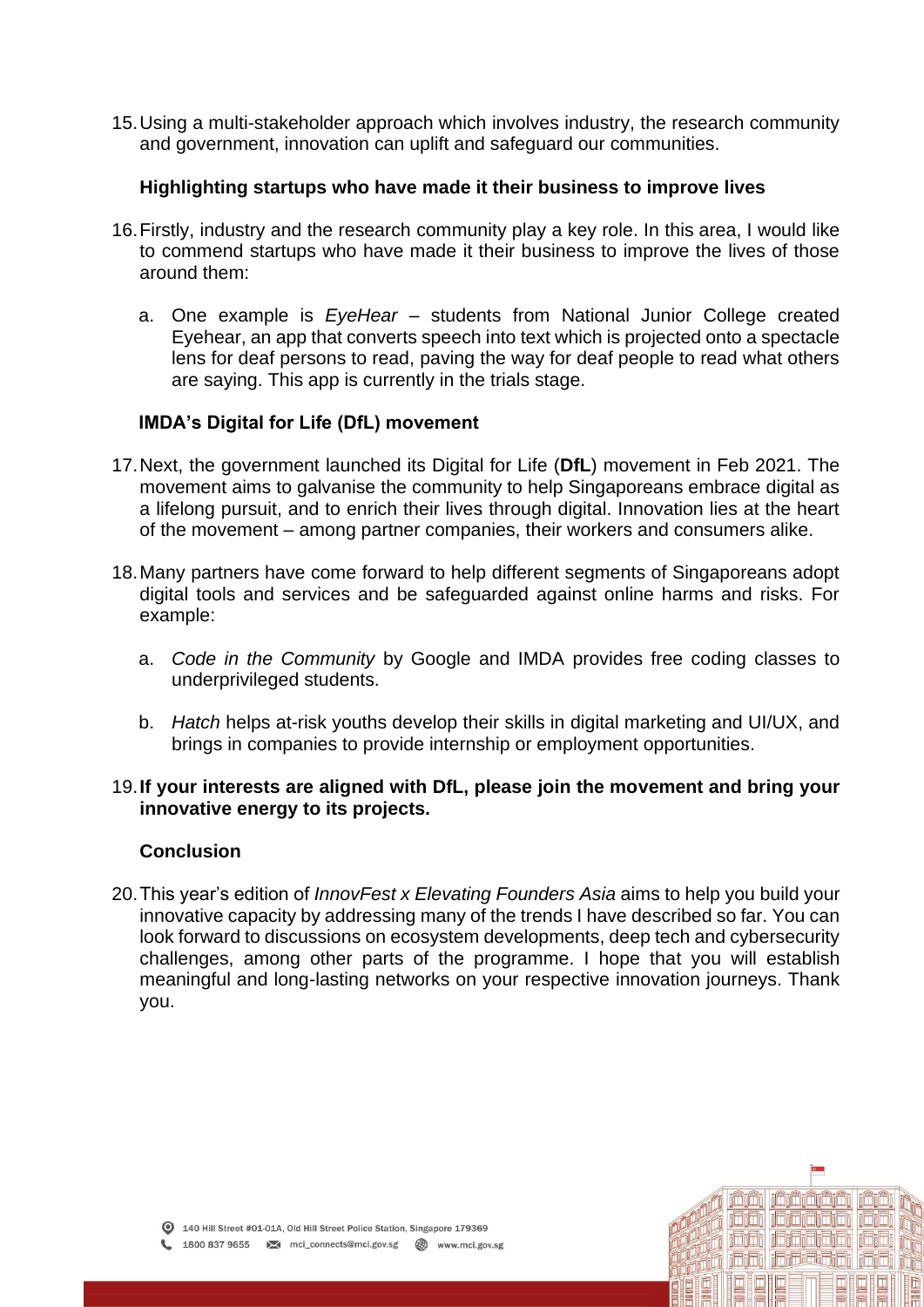15. Using a multi-stakeholder approach which involves industry, the research community and government, innovation can uplift and safeguard our communities.

**Highlighting startups who have made it their business to improve lives**

16. Firstly, industry and the research community play a key role. In this area, I would like to commend startups who have made it their business to improve the lives of those around them:

    a. One example is *EyeHear* – students from National Junior College created Eyehear, an app that converts speech into text which is projected onto a spectacle lens for deaf persons to read, paving the way for deaf people to read what others are saying. This app is currently in the trials stage.

**IMDA's Digital for Life (DfL) movement**

17. Next, the government launched its Digital for Life (**DfL**) movement in Feb 2021. The movement aims to galvanise the community to help Singaporeans embrace digital as a lifelong pursuit, and to enrich their lives through digital. Innovation lies at the heart of the movement – among partner companies, their workers and consumers alike.

18. Many partners have come forward to help different segments of Singaporeans adopt digital tools and services and be safeguarded against online harms and risks. For example:

    a. *Code in the Community* by Google and IMDA provides free coding classes to underprivileged students.

    b. *Hatch* helps at-risk youths develop their skills in digital marketing and UI/UX, and brings in companies to provide internship or employment opportunities.

19. **If your interests are aligned with DfL, please join the movement and bring your innovative energy to its projects.**

**Conclusion**

20. This year's edition of *InnovFest x Elevating Founders Asia* aims to help you build your innovative capacity by addressing many of the trends I have described so far. You can look forward to discussions on ecosystem developments, deep tech and cybersecurity challenges, among other parts of the programme. I hope that you will establish meaningful and long-lasting networks on your respective innovation journeys. Thank you.